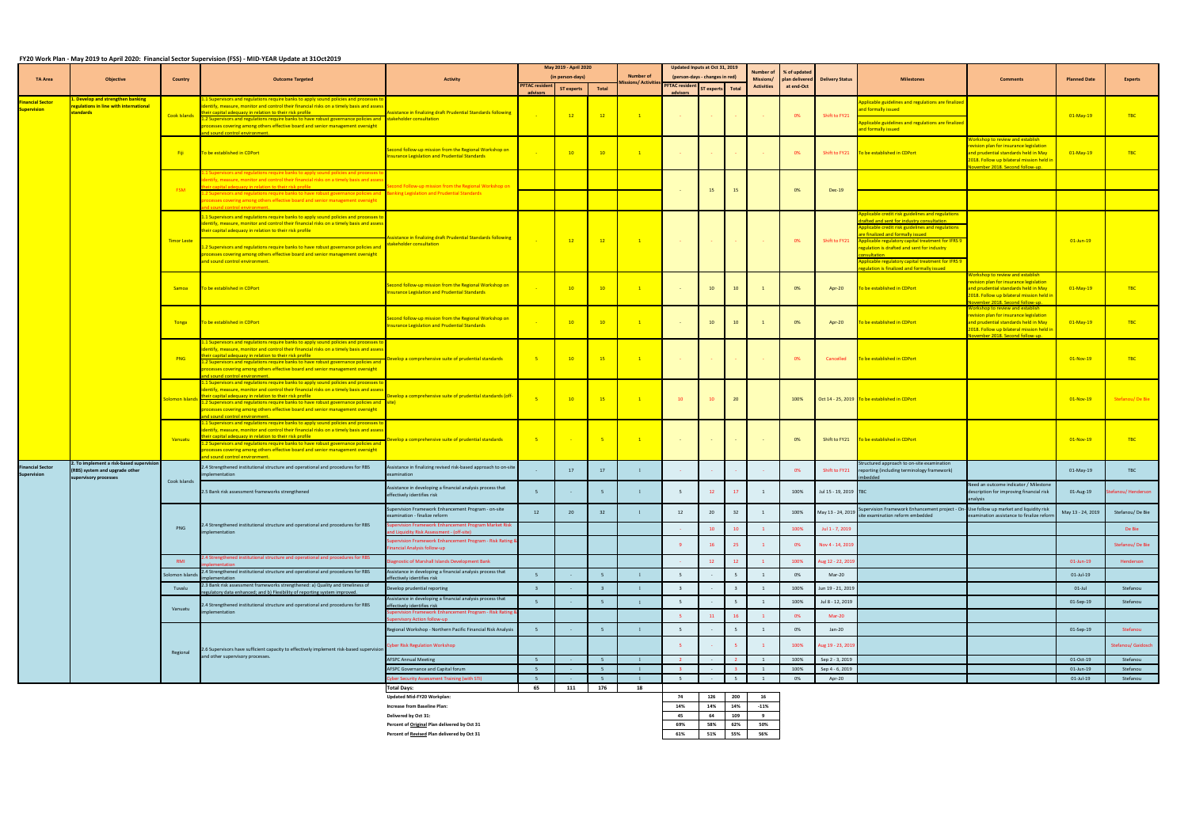# FY20 Work Plan - May 2019 to April 2020: Financial Sector Supervision (FSS) - MID-YEAR Update at 31Oct2019

| TA Area | Objective | Country | Outcome Targeted | Activity | May 2019 - April 2020 (in person-days) | | | Number of Missions/ Activities | Updated Inputs at Oct 31, 2019 (person-days - changes in red) | | | Number of Missions/ Activities | % of updated plan delivered at end-Oct | Delivery Status | Milestones | Comments | Planned Date | Experts |
|---|---|---|---|---|---|---|---|---|---|---|---|---|---|---|---|---|---|---|
| | | | | | PFTAC resident advisors | ST experts | Total | | PFTAC resident advisors | ST experts | Total | | | | | | | |
| Financial Sector Supervision | 1. Develop and strengthen banking regulations in line with international standards | Cook Islands | 1.1 Supervisors and regulations require banks to apply sound policies and processes to identify, measure, monitor and control their financial risks on a timely basis and assess their capital adequacy in relation to their risk profile<br>1.2 Supervisors and regulations require banks to have robust governance policies and processes covering among others effective board and senior management oversight and sound control environment. | Assistance in finalizing draft Prudential Standards following stakeholder consultation | - | 12 | 12 | 1 | - | - | - | - | 0% | Shift to FY21 | Applicable guidelines and regulations are finalized and formally issued<br>Applicable guidelines and regulations are finalized and formally issued | | 01-May-19 | TBC |
| | | Fiji | To be established in CDPort | Second follow-up mission from the Regional Workshop on Insurance Legislation and Prudential Standards | - | 10 | 10 | 1 | - | - | - | - | 0% | Shift to FY21 | To be established in CDPort | Workshop to review and establish revision plan for insurance legislation and prudential standards held in May 2018. Follow up bilateral mission held in November 2018. Second follow-up. | 01-May-19 | TBC |
| | | FSM | 1.1 Supervisors and regulations require banks to apply sound policies and processes to identify, measure, monitor and control their financial risks on a timely basis and assess their capital adequacy in relation to their risk profile<br>1.2 Supervisors and regulations require banks to have robust governance policies and processes covering among others effective board and senior management oversight and sound control environment. | Second Follow-up mission from the Regional Workshop on Banking Legislation and Prudential Standards | | | | | - | 15 | 15 | | 0% | Dec-19 | | | | |
| | | Timor Leste | 1.1 Supervisors and regulations require banks to apply sound policies and processes to identify, measure, monitor and control their financial risks on a timely basis and assess their capital adequacy in relation to their risk profile<br>1.2 Supervisors and regulations require banks to have robust governance policies and processes covering among others effective board and senior management oversight and sound control environment. | Assistance in finalizing draft Prudential Standards following stakeholder consultation | - | 12 | 12 | 1 | - | - | - | - | 0% | Shift to FY21 | Applicable credit risk guidelines and regulations drafted and sent for industry consultation<br>Applicable credit risk guidelines and regulations are finalized and formally issued<br>Applicable regulatory capital treatment for IFRS 9 regulation is drafted and sent for industry consultation<br>Applicable regulatory capital treatment for IFRS 9 regulation is finalized and formally issued | | 01-Jun-19 | |
| | | Samoa | To be established in CDPort | Second follow-up mission from the Regional Workshop on Insurance Legislation and Prudential Standards | - | 10 | 10 | 1 | - | 10 | 10 | 1 | 0% | Apr-20 | To be established in CDPort | Workshop to review and establish revision plan for insurance legislation and prudential standards held in May 2018. Follow up bilateral mission held in November 2018. Second follow-up. | 01-May-19 | TBC |
| | | Tonga | To be established in CDPort | Second follow-up mission from the Regional Workshop on Insurance Legislation and Prudential Standards | - | 10 | 10 | 1 | - | 10 | 10 | 1 | 0% | Apr-20 | To be established in CDPort | Workshop to review and establish revision plan for insurance legislation and prudential standards held in May 2018. Follow up bilateral mission held in November 2018. Second follow-up. | 01-May-19 | TBC |
| | | PNG | 1.1 Supervisors and regulations require banks to apply sound policies and processes to identify, measure, monitor and control their financial risks on a timely basis and assess their capital adequacy in relation to their risk profile<br>1.2 Supervisors and regulations require banks to have robust governance policies and processes covering among others effective board and senior management oversight and sound control environment. | Develop a comprehensive suite of prudential standards | 5 | 10 | 15 | 1 | - | - | - | - | 0% | Cancelled | To be established in CDPort | | 01-Nov-19 | TBC |
| | | Solomon Islands | 1.1 Supervisors and regulations require banks to apply sound policies and processes to identify, measure, monitor and control their financial risks on a timely basis and assess their capital adequacy in relation to their risk profile<br>1.2 Supervisors and regulations require banks to have robust governance policies and processes covering among others effective board and senior management oversight and sound control environment. | Develop a comprehensive suite of prudential standards (off-site) | 5 | 10 | 15 | 1 | 10 | 10 | 20 | | 100% | Oct 14 - 25, 2019 | To be established in CDPort | | 01-Nov-19 | Stefanou/ De Bie |
| | | Vanuatu | 1.1 Supervisors and regulations require banks to apply sound policies and processes to identify, measure, monitor and control their financial risks on a timely basis and assess their capital adequacy in relation to their risk profile<br>1.2 Supervisors and regulations require banks to have robust governance policies and processes covering among others effective board and senior management oversight and sound control environment. | Develop a comprehensive suite of prudential standards | 5 | - | 5 | 1 | - | - | - | - | 0% | Shift to FY21 | To be established in CDPort | | 01-Nov-19 | TBC |
| Financial Sector Supervision | 2. To implement a risk-based supervision (RBS) system and upgrade other supervisory processes | Cook Islands | 2.4 Strengthened institutional structure and operational and procedures for RBS implementation | Assistance in finalizing revised risk-based approach to on-site examination | - | 17 | 17 | 1 | - | - | - | - | 0% | Shift to FY21 | Structured approach to on-site examination reporting (including terminology framework) imbedded | | 01-May-19 | TBC |
| | | | 2.5 Bank risk assessment frameworks strengthened | Assistance in developing a financial analysis process that effectively identifies risk | 5 | - | 5 | 1 | 5 | 12 | 17 | 1 | 100% | Jul 15 - 19, 2019 | TBC | Need an outcome indicator / Milestone description for improving financial risk analysis | 01-Aug-19 | Stefanou/ Henderson |
| | | PNG | 2.4 Strengthened institutional structure and operational and procedures for RBS implementation | Supervision Framework Enhancement Program - on-site examination - finalize reform | 12 | 20 | 32 | 1 | 12 | 20 | 32 | 1 | 100% | May 13 - 24, 2019 | Supervision Framework Enhancement project - On-site examination reform embedded | Use follow up market and liquidity risk examination assistance to finalize reform | May 13 - 24, 2019 | Stefanou/ De Bie |
| | | | | Supervision Framework Enhancement Program Market Risk and Liquidity Risk Assessment - (off-site) | | | | | - | 10 | 10 | 1 | 100% | Jul 1 - 7, 2019 | | | | De Bie |
| | | | | Supervision Framework Enhancement Program - Risk Rating & Financial Analysis follow-up | | | | | 9 | 16 | 25 | 1 | 0% | Nov 4 - 14, 2019 | | | | Stefanou/ De Bie |
| | | RMI | 2.4 Strengthened institutional structure and operational and procedures for RBS implementation | Diagnostic of Marshall Islands Development Bank | | | | | - | 12 | 12 | 1 | 100% | Aug 12 - 22, 2019 | | | 01-Jun-19 | Henderson |
| | | Solomon Islands | 2.4 Strengthened institutional structure and operational and procedures for RBS implementation | Assistance in developing a financial analysis process that effectively identifies risk | 5 | - | 5 | 1 | 5 | - | 5 | 1 | 0% | Mar-20 | | | 01-Jul-19 | |
| | | Tuvalu | 2.3 Bank risk assessment frameworks strengthened: a) Quality and timeliness of regulatory data enhanced; and b) Flexibility of reporting system improved. | Develop prudential reporting | 3 | - | 3 | 1 | 3 | - | 3 | 1 | 100% | Jun 19 - 21, 2019 | | | 01-Jul | Stefanou |
| | | Vanuatu | 2.4 Strengthened institutional structure and operational and procedures for RBS implementation | Assistance in developing a financial analysis process that effectively identifies risk | 5 | - | 5 | 1 | 5 | - | 5 | 1 | 100% | Jul 8 - 12, 2019 | | | 01-Sep-19 | Stefanou |
| | | | | Supervision Framework Enhancement Program - Risk Rating & Supervisory Action follow-up | | | | | 5 | 11 | 16 | 1 | 0% | Mar-20 | | | | |
| | | Regional | 2.6 Supervisors have sufficient capacity to effectively implement risk-based supervision and other supervisory processes. | Regional Workshop - Northern Pacific Financial Risk Analysis | 5 | - | 5 | 1 | 5 | - | 5 | 1 | 0% | Jan-20 | | | 01-Sep-19 | Stefanou |
| | | | | Cyber Risk Regulation Workshop | | | | | 5 | - | 5 | 1 | 100% | Aug 19 - 23, 2019 | | | | Stefanou/ Gaidosch |
| | | | | AFSPC Annual Meeting | 5 | - | 5 | 1 | 2 | - | 2 | 1 | 100% | Sep 2 - 3, 2019 | | | 01-Oct-19 | Stefanou |
| | | | | AFSPC Governance and Capital forum | 5 | - | 5 | 1 | 3 | - | 3 | 1 | 100% | Sep 4 - 6, 2019 | | | 01-Jun-19 | Stefanou |
| | | | | Cyber Security Assessment Training (with STI) | 5 | - | 5 | 1 | 5 | - | 5 | 1 | 0% | Apr-20 | | | 01-Jul-19 | Stefanou |
| | | | | **Total Days:** | 65 | 111 | 176 | 18 | | | | | | | | | | |
| | | | | **Updated Mid-FY20 Workplan:** | | | | | 74 | 126 | 200 | 16 | | | | | | |
| | | | | **Increase from Baseline Plan:** | | | | | 14% | 14% | 14% | -11% | | | | | | |
| | | | | **Delivered by Oct 31:** | | | | | 45 | 64 | 109 | 9 | | | | | | |
| | | | | **Percent of Original Plan delivered by Oct 31** | | | | | 69% | 58% | 62% | 50% | | | | | | |
| | | | | **Percent of Revised Plan delivered by Oct 31** | | | | | 61% | 51% | 55% | 56% | | | | | | |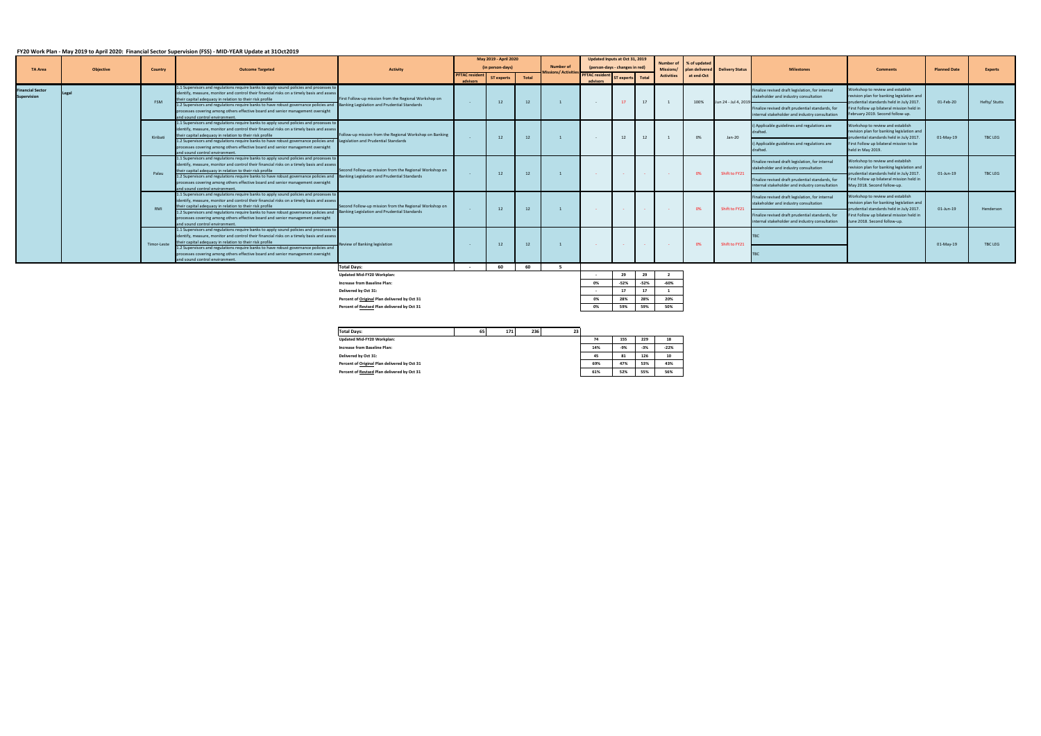## FY20 Work Plan - May 2019 to April 2020: Financial Sector Supervision (FSS) - MID-YEAR Update at 31Oct2019

| TA Area | Objective | Country | Outcome Targeted | Activity | May 2019 - April 2020 (in person-days) | | | Number of Missions/ Activities | Updated Inputs at Oct 31, 2019 (person-days - changes in red) | | | Number of Missions/ Activities | % of updated plan delivered at end-Oct | Delivery Status | Milestones | Comments | Planned Date | Experts |
|---|---|---|---|---|---|---|---|---|---|---|---|---|---|---|---|---|---|---|
| | | | | | PFTAC resident advisors | ST experts | Total | | PFTAC resident advisors | ST experts | Total | | | | | | | |
| Financial Sector Supervision | Legal | FSM | 1.1 Supervisors and regulations require banks to apply sound policies and processes to identify, measure, monitor and control their financial risks on a timely basis and assess their capital adequacy in relation to their risk profile<br>1.2 Supervisors and regulations require banks to have robust governance policies and processes covering among others effective board and senior management oversight and sound control environment. | First Follow-up mission from the Regional Workshop on Banking Legislation and Prudential Standards | - | 12 | 12 | 1 | - | 17 | 17 | 1 | 100% | Jun 24 - Jul 4, 2019 | Finalize revised draft legislation, for internal stakeholder and industry consultation<br>Finalize revised draft prudential standards, for internal stakeholder and industry consultation | Workshop to review and establish revision plan for banking legislation and prudential standards held in July 2017. First Follow up bilateral mission held in February 2019. Second follow-up. | 01-Feb-20 | Hefty/ Stutts |
| | | Kiribati | 1.1 Supervisors and regulations require banks to apply sound policies and processes to identify, measure, monitor and control their financial risks on a timely basis and assess their capital adequacy in relation to their risk profile<br>1.2 Supervisors and regulations require banks to have robust governance policies and processes covering among others effective board and senior management oversight and sound control environment. | Follow-up mission from the Regional Workshop on Banking Legislation and Prudential Standards | - | 12 | 12 | 1 | - | 12 | 12 | 1 | 0% | Jan-20 | i) Applicable guidelines and regulations are drafted.<br>i) Applicable guidelines and regulations are drafted. | Workshop to review and establish revision plan for banking legislation and prudential standards held in July 2017. First Follow up bilateral mission to be held in May 2019. | 01-May-19 | TBC LEG |
| | | Palau | 1.1 Supervisors and regulations require banks to apply sound policies and processes to identify, measure, monitor and control their financial risks on a timely basis and assess their capital adequacy in relation to their risk profile<br>1.2 Supervisors and regulations require banks to have robust governance policies and processes covering among others effective board and senior management oversight and sound control environment. | Second Follow-up mission from the Regional Workshop on Banking Legislation and Prudential Standards | - | 12 | 12 | 1 | - | - | - | - | 0% | Shift to FY21 | Finalize revised draft legislation, for internal stakeholder and industry consultation<br>Finalize revised draft prudential standards, for internal stakeholder and industry consultation | Workshop to review and establish revision plan for banking legislation and prudential standards held in July 2017. First Follow up bilateral mission held in May 2018. Second follow-up. | 01-Jun-19 | TBC LEG |
| | | RMI | 1.1 Supervisors and regulations require banks to apply sound policies and processes to identify, measure, monitor and control their financial risks on a timely basis and assess their capital adequacy in relation to their risk profile<br>1.2 Supervisors and regulations require banks to have robust governance policies and processes covering among others effective board and senior management oversight and sound control environment. | Second Follow-up mission from the Regional Workshop on Banking Legislation and Prudential Standards | - | 12 | 12 | 1 | - | - | - | - | 0% | Shift to FY21 | Finalize revised draft legislation, for internal stakeholder and industry consultation<br>Finalize revised draft prudential standards, for internal stakeholder and industry consultation | Workshop to review and establish revision plan for banking legislation and prudential standards held in July 2017. First Follow up bilateral mission held in June 2018. Second follow-up. | 01-Jun-19 | Henderson |
| | | Timor-Leste | 1.1 Supervisors and regulations require banks to apply sound policies and processes to identify, measure, monitor and control their financial risks on a timely basis and assess their capital adequacy in relation to their risk profile<br>1.2 Supervisors and regulations require banks to have robust governance policies and processes covering among others effective board and senior management oversight and sound control environment. | Review of Banking legislation | - | 12 | 12 | 1 | - | - | - | - | 0% | Shift to FY21 | TBC<br>TBC | | 01-May-19 | TBC LEG |
| | | | | **Total Days:** | - | 60 | 60 | 5 | | | | | | | | | | |
| | | | | **Updated Mid-FY20 Workplan:** | | | | | - | 29 | 29 | 2 | | | | | | |
| | | | | **Increase from Baseline Plan:** | | | | | 0% | -52% | -52% | -60% | | | | | | |
| | | | | **Delivered by Oct 31:** | | | | | - | 17 | 17 | 1 | | | | | | |
| | | | | **Percent of Original Plan delivered by Oct 31** | | | | | 0% | 28% | 28% | 20% | | | | | | |
| | | | | **Percent of Revised Plan delivered by Oct 31** | | | | | 0% | 59% | 59% | 50% | | | | | | |

| | | | | | | | | |
|---|---|---|---|---|---|---|---|---|
| **Total Days:** | 65 | 171 | 236 | 23 | | | | |
| **Updated Mid-FY20 Workplan:** | | | | | 74 | 155 | 229 | 18 |
| **Increase from Baseline Plan:** | | | | | 14% | -9% | -3% | -22% |
| **Delivered by Oct 31:** | | | | | 45 | 81 | 126 | 10 |
| **Percent of Original Plan delivered by Oct 31** | | | | | 69% | 47% | 53% | 43% |
| **Percent of Revised Plan delivered by Oct 31** | | | | | 61% | 52% | 55% | 56% |